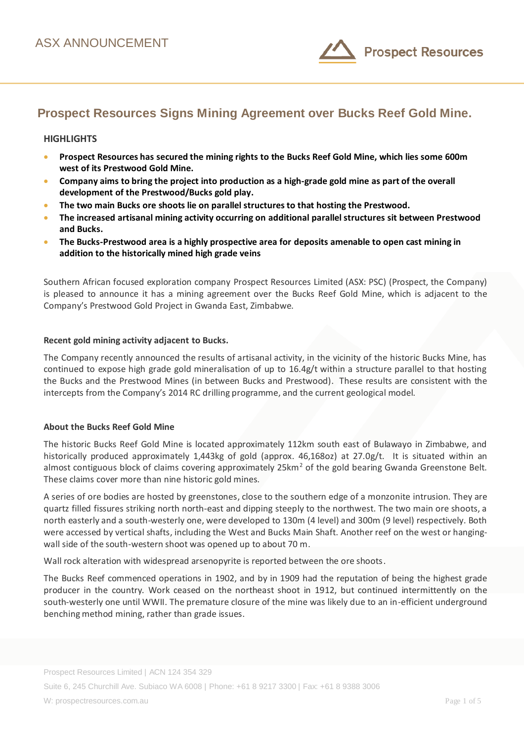ASX ANNOUNCEMENT

# Prospect Resources Signs Mining Agreement over Bucks Reef Gold Mine.

**HIGHLIGHTS**

- **Prospect Resources has secured the mining rights to the Bucks Reef Gold Mine, which lies some 600m west of its Prestwood Gold Mine.**
- **Company aims to bring the project into production as a high-grade gold mine as part of the overall development of the Prestwood/Bucks gold play.**
- **The two main Bucks ore shoots lie on parallel structures to that hosting the Prestwood.**
- **The increased artisanal mining activity occurring on additional parallel structures sit between Prestwood and Bucks.**
- **The Bucks-Prestwood area is a highly prospective area for deposits amenable to open cast mining in addition to the historically mined high grade veins**

Southern African focused exploration company Prospect Resources Limited (ASX: PSC) (Prospect, the Company) is pleased to announce it has a mining agreement over the Bucks Reef Gold Mine, which is adjacent to the Company's Prestwood Gold Project in Gwanda East, Zimbabwe.

**Recent gold mining activity adjacent to Bucks.**

The Company recently announced the results of artisanal activity, in the vicinity of the historic Bucks Mine, has continued to expose high grade gold mineralisation of up to 16.4g/t within a structure parallel to that hosting the Bucks and the Prestwood Mines (in between Bucks and Prestwood). These results are consistent with the intercepts from the Company's 2014 RC drilling programme, and the current geological model.

**About the Bucks Reef Gold Mine**

The historic Bucks Reef Gold Mine is located approximately 112km south east of Bulawayo in Zimbabwe, and historically produced approximately 1,443kg of gold (approx. 46,168oz) at 27.0g/t. It is situated within an almost contiguous block of claims covering approximately 25km$^2$ of the gold bearing Gwanda Greenstone Belt. These claims cover more than nine historic gold mines.

A series of ore bodies are hosted by greenstones, close to the southern edge of a monzonite intrusion. They are quartz filled fissures striking north north-east and dipping steeply to the northwest. The two main ore shoots, a north easterly and a south-westerly one, were developed to 130m (4 level) and 300m (9 level) respectively. Both were accessed by vertical shafts, including the West and Bucks Main Shaft. Another reef on the west or hanging-wall side of the south-western shoot was opened up to about 70 m.

Wall rock alteration with widespread arsenopyrite is reported between the ore shoots.

The Bucks Reef commenced operations in 1902, and by in 1909 had the reputation of being the highest grade producer in the country. Work ceased on the northeast shoot in 1912, but continued intermittently on the south-westerly one until WWII. The premature closure of the mine was likely due to an in-efficient underground benching method mining, rather than grade issues.

Prospect Resources Limited | ACN 124 354 329

Suite 6, 245 Churchill Ave. Subiaco WA 6008 | Phone: +61 8 9217 3300 | Fax: +61 8 9388 3006

W: prospectresources.com.au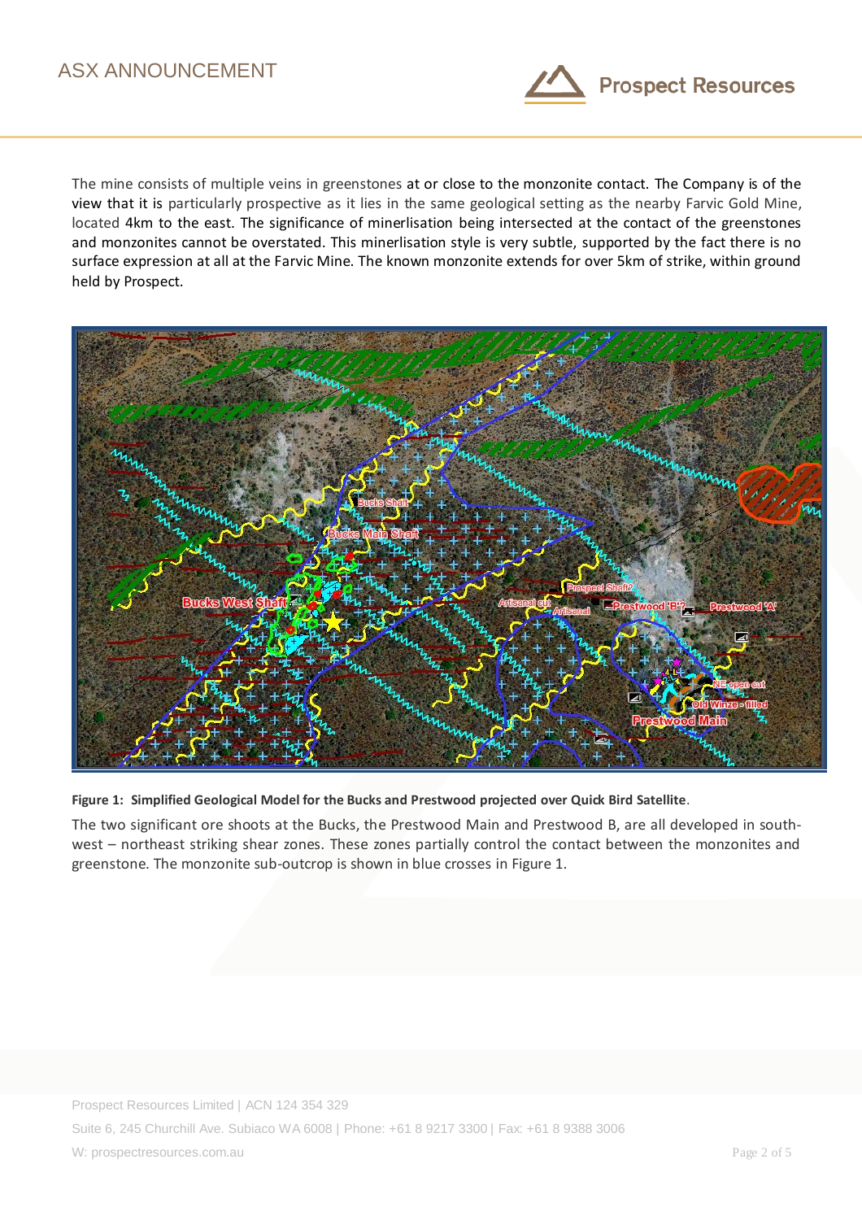The mine consists of multiple veins in greenstones at or close to the monzonite contact. The Company is of the view that it is particularly prospective as it lies in the same geological setting as the nearby Farvic Gold Mine, located 4km to the east. The significance of minerlisation being intersected at the contact of the greenstones and monzonites cannot be overstated. This minerlisation style is very subtle, supported by the fact there is no surface expression at all at the Farvic Mine. The known monzonite extends for over 5km of strike, within ground held by Prospect.

**Figure 1: Simplified Geological Model for the Bucks and Prestwood projected over Quick Bird Satellite**.

The two significant ore shoots at the Bucks, the Prestwood Main and Prestwood B, are all developed in south-west – northeast striking shear zones. These zones partially control the contact between the monzonites and greenstone. The monzonite sub-outcrop is shown in blue crosses in Figure 1.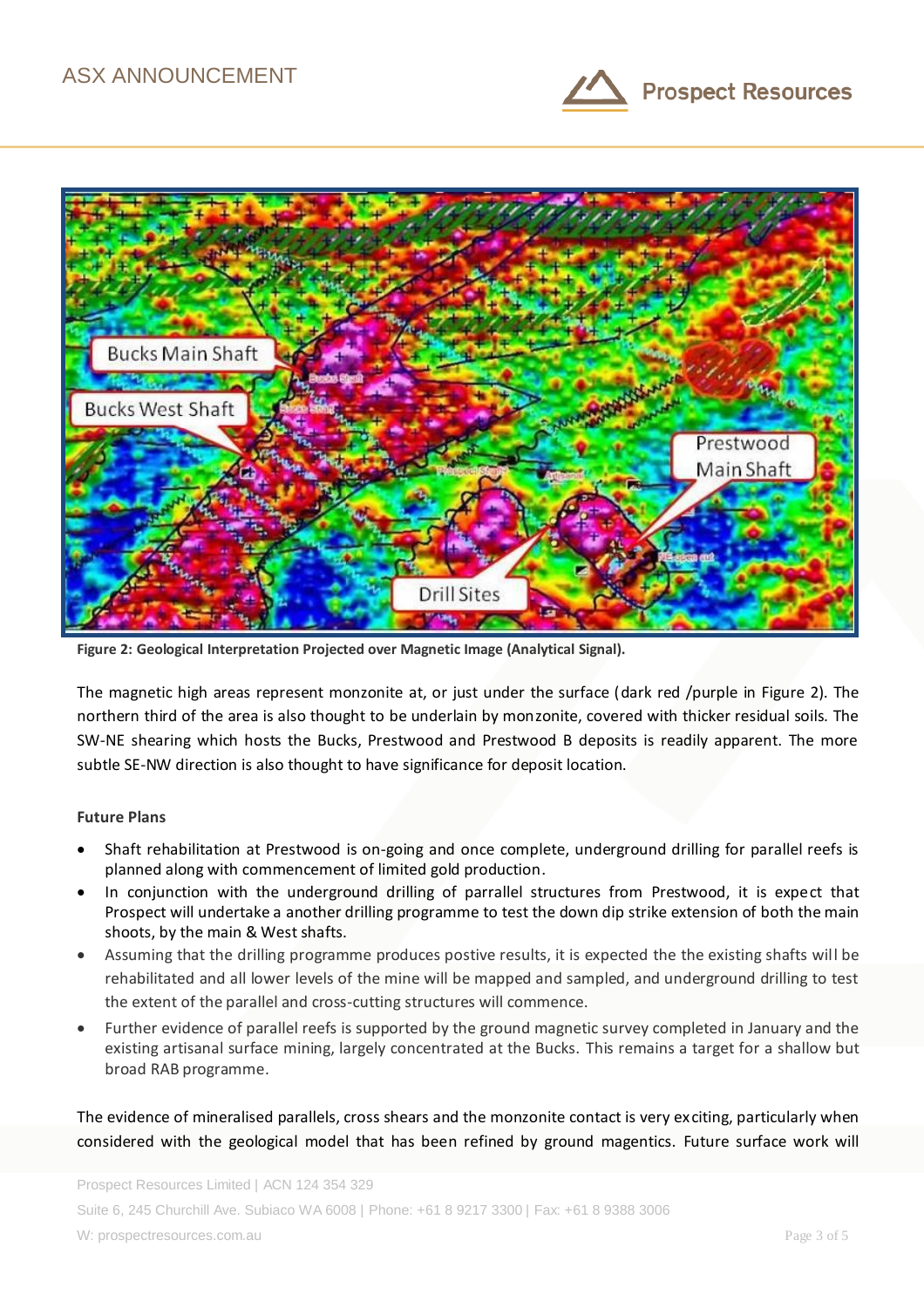Figure 2: Geological Interpretation Projected over Magnetic Image (Analytical Signal).

The magnetic high areas represent monzonite at, or just under the surface (dark red /purple in Figure 2). The northern third of the area is also thought to be underlain by monzonite, covered with thicker residual soils. The SW-NE shearing which hosts the Bucks, Prestwood and Prestwood B deposits is readily apparent. The more subtle SE-NW direction is also thought to have significance for deposit location.

**Future Plans**

- Shaft rehabilitation at Prestwood is on-going and once complete, underground drilling for parallel reefs is planned along with commencement of limited gold production.
- In conjunction with the underground drilling of parallel structures from Prestwood, it is expect that Prospect will undertake a another drilling programme to test the down dip strike extension of both the main shoots, by the main & West shafts.
- Assuming that the drilling programme produces postive results, it is expected the the existing shafts will be rehabilitated and all lower levels of the mine will be mapped and sampled, and underground drilling to test the extent of the parallel and cross-cutting structures will commence.
- Further evidence of parallel reefs is supported by the ground magnetic survey completed in January and the existing artisanal surface mining, largely concentrated at the Bucks. This remains a target for a shallow but broad RAB programme.

The evidence of mineralised parallels, cross shears and the monzonite contact is very exciting, particularly when considered with the geological model that has been refined by ground magentics. Future surface work will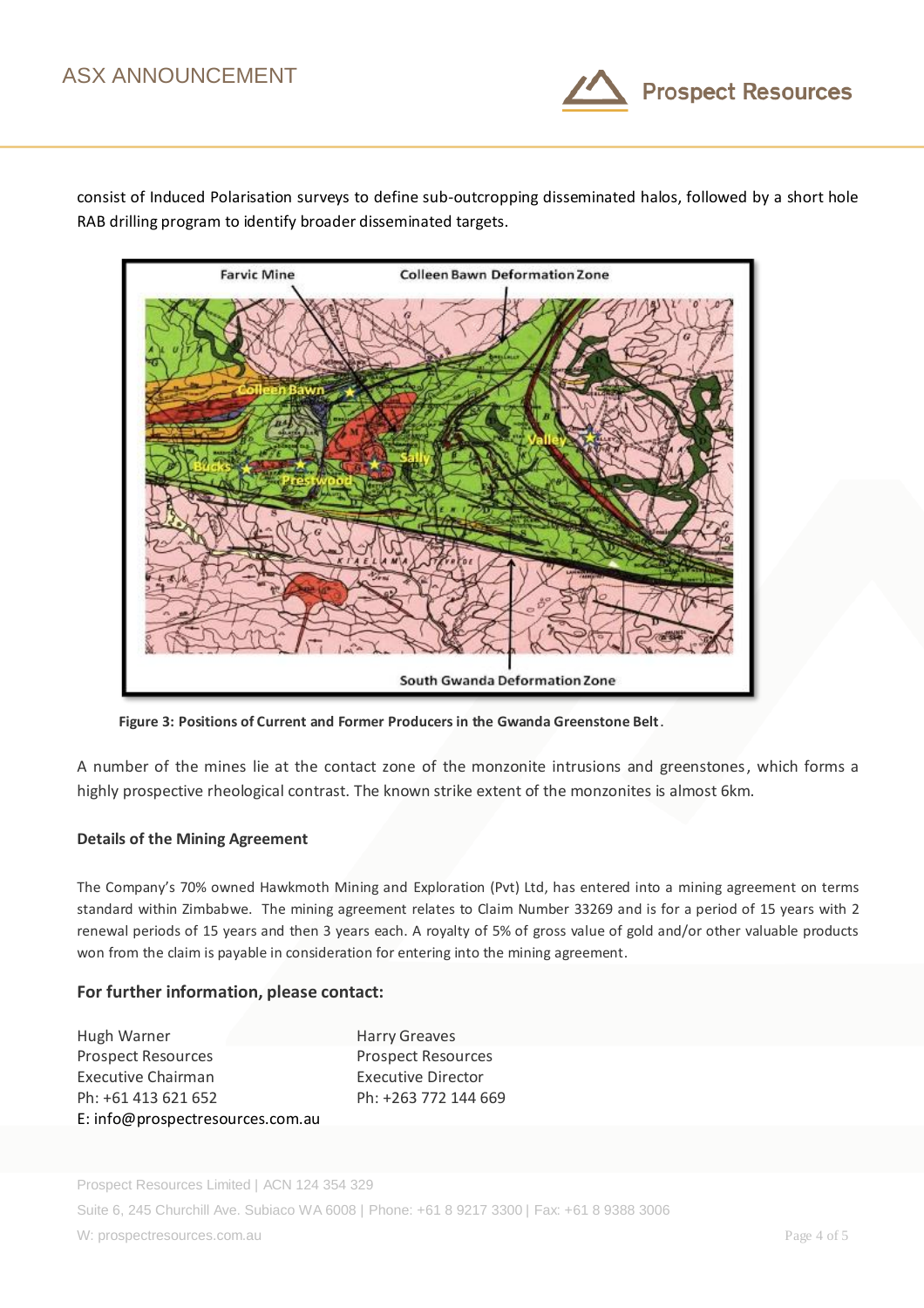consist of Induced Polarisation surveys to define sub-outcropping disseminated halos, followed by a short hole RAB drilling program to identify broader disseminated targets.

**Figure 3: Positions of Current and Former Producers in the Gwanda Greenstone Belt.**

A number of the mines lie at the contact zone of the monzonite intrusions and greenstones, which forms a highly prospective rheological contrast. The known strike extent of the monzonites is almost 6km.

**Details of the Mining Agreement**

The Company's 70% owned Hawkmoth Mining and Exploration (Pvt) Ltd, has entered into a mining agreement on terms standard within Zimbabwe. The mining agreement relates to Claim Number 33269 and is for a period of 15 years with 2 renewal periods of 15 years and then 3 years each. A royalty of 5% of gross value of gold and/or other valuable products won from the claim is payable in consideration for entering into the mining agreement.

## For further information, please contact:

Hugh Warner
Prospect Resources
Executive Chairman
Ph: +61 413 621 652
E: info@prospectresources.com.au

Harry Greaves
Prospect Resources
Executive Director
Ph: +263 772 144 669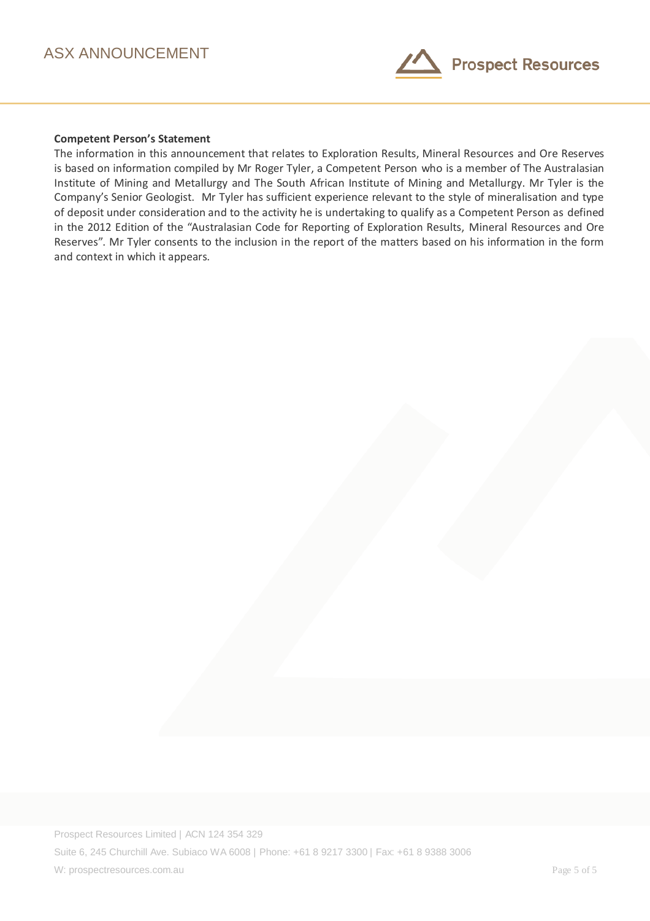**Competent Person's Statement**

The information in this announcement that relates to Exploration Results, Mineral Resources and Ore Reserves is based on information compiled by Mr Roger Tyler, a Competent Person who is a member of The Australasian Institute of Mining and Metallurgy and The South African Institute of Mining and Metallurgy. Mr Tyler is the Company's Senior Geologist. Mr Tyler has sufficient experience relevant to the style of mineralisation and type of deposit under consideration and to the activity he is undertaking to qualify as a Competent Person as defined in the 2012 Edition of the "Australasian Code for Reporting of Exploration Results, Mineral Resources and Ore Reserves". Mr Tyler consents to the inclusion in the report of the matters based on his information in the form and context in which it appears.